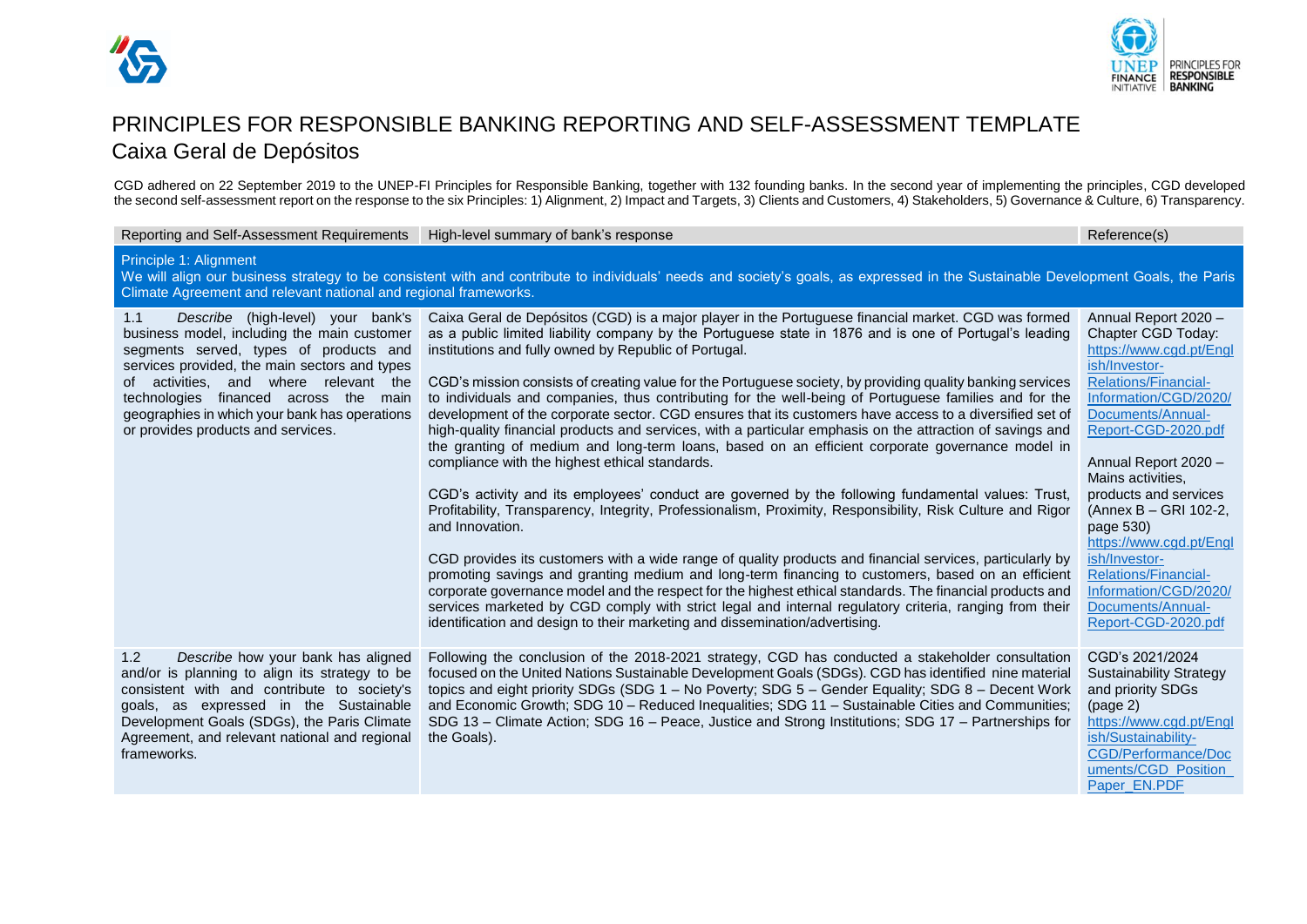# PRINCIPLES FOR RESPONSIBLE BANKING REPORTING AND SELF-ASSESSMENT TEMPLATE

## Caixa Geral de Depósitos

CGD adhered on 22 September 2019 to the UNEP-FI Principles for Responsible Banking, together with 132 founding banks. In the second year of implementing the principles, CGD developed the second self-assessment report on the response to the six Principles: 1) Alignment, 2) Impact and Targets, 3) Clients and Customers, 4) Stakeholders, 5) Governance & Culture, 6) Transparency.

| Reporting and Self-Assessment Requirements | High-level summary of bank's response | Reference(s) |
|---|---|---|
| **Principle 1: Alignment**<br>We will align our business strategy to be consistent with and contribute to individuals' needs and society's goals, as expressed in the Sustainable Development Goals, the Paris Climate Agreement and relevant national and regional frameworks. | | |
| 1.1 *Describe* (high-level) your bank's business model, including the main customer segments served, types of products and services provided, the main sectors and types of activities, and where relevant the technologies financed across the main geographies in which your bank has operations or provides products and services. | Caixa Geral de Depósitos (CGD) is a major player in the Portuguese financial market. CGD was formed as a public limited liability company by the Portuguese state in 1876 and is one of Portugal's leading institutions and fully owned by Republic of Portugal.<br><br>CGD's mission consists of creating value for the Portuguese society, by providing quality banking services to individuals and companies, thus contributing for the well-being of Portuguese families and for the development of the corporate sector. CGD ensures that its customers have access to a diversified set of high-quality financial products and services, with a particular emphasis on the attraction of savings and the granting of medium and long-term loans, based on an efficient corporate governance model in compliance with the highest ethical standards.<br><br>CGD's activity and its employees' conduct are governed by the following fundamental values: Trust, Profitability, Transparency, Integrity, Professionalism, Proximity, Responsibility, Risk Culture and Rigor and Innovation.<br><br>CGD provides its customers with a wide range of quality products and financial services, particularly by promoting savings and granting medium and long-term financing to customers, based on an efficient corporate governance model and the respect for the highest ethical standards. The financial products and services marketed by CGD comply with strict legal and internal regulatory criteria, ranging from their identification and design to their marketing and dissemination/advertising. | Annual Report 2020 – Chapter CGD Today: https://www.cgd.pt/English/Investor-Relations/Financial-Information/CGD/2020/Documents/Annual-Report-CGD-2020.pdf<br><br>Annual Report 2020 – Mains activities, products and services (Annex B – GRI 102-2, page 530) https://www.cgd.pt/English/Investor-Relations/Financial-Information/CGD/2020/Documents/Annual-Report-CGD-2020.pdf |
| 1.2 *Describe* how your bank has aligned and/or is planning to align its strategy to be consistent with and contribute to society's goals, as expressed in the Sustainable Development Goals (SDGs), the Paris Climate Agreement, and relevant national and regional frameworks. | Following the conclusion of the 2018-2021 strategy, CGD has conducted a stakeholder consultation focused on the United Nations Sustainable Development Goals (SDGs). CGD has identified nine material topics and eight priority SDGs (SDG 1 – No Poverty; SDG 5 – Gender Equality; SDG 8 – Decent Work and Economic Growth; SDG 10 – Reduced Inequalities; SDG 11 – Sustainable Cities and Communities; SDG 13 – Climate Action; SDG 16 – Peace, Justice and Strong Institutions; SDG 17 – Partnerships for the Goals). | CGD's 2021/2024 Sustainability Strategy and priority SDGs (page 2) https://www.cgd.pt/English/Sustainability-CGD/Performance/Documents/CGD_Position_Paper_EN.PDF |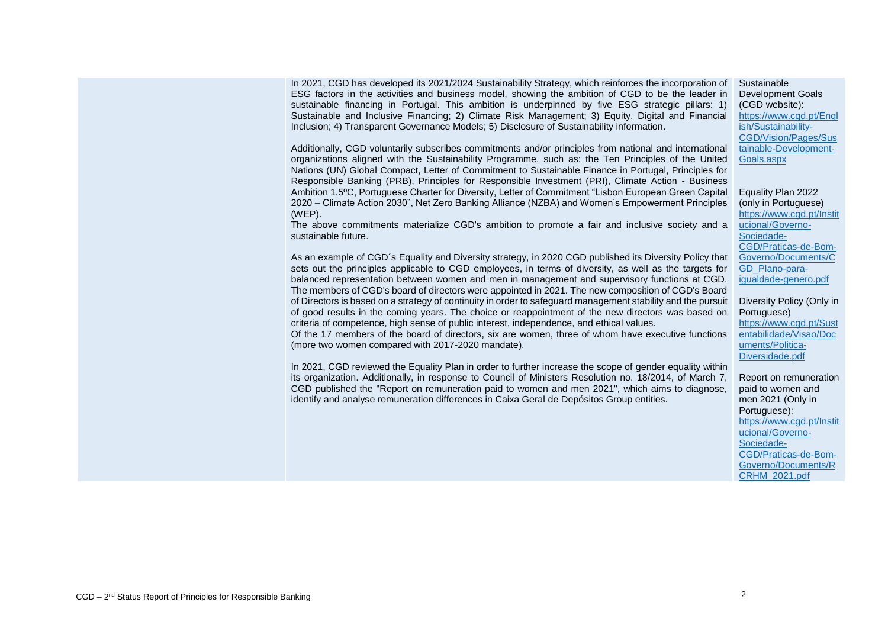| | | |
|---|---|---|
| | In 2021, CGD has developed its 2021/2024 Sustainability Strategy, which reinforces the incorporation of ESG factors in the activities and business model, showing the ambition of CGD to be the leader in sustainable financing in Portugal. This ambition is underpinned by five ESG strategic pillars: 1) Sustainable and Inclusive Financing; 2) Climate Risk Management; 3) Equity, Digital and Financial Inclusion; 4) Transparent Governance Models; 5) Disclosure of Sustainability information.<br><br>Additionally, CGD voluntarily subscribes commitments and/or principles from national and international organizations aligned with the Sustainability Programme, such as: the Ten Principles of the United Nations (UN) Global Compact, Letter of Commitment to Sustainable Finance in Portugal, Principles for Responsible Banking (PRB), Principles for Responsible Investment (PRI), Climate Action - Business Ambition 1.5ºC, Portuguese Charter for Diversity, Letter of Commitment "Lisbon European Green Capital 2020 – Climate Action 2030", Net Zero Banking Alliance (NZBA) and Women's Empowerment Principles (WEP).<br>The above commitments materialize CGD's ambition to promote a fair and inclusive society and a sustainable future.<br><br>As an example of CGD´s Equality and Diversity strategy, in 2020 CGD published its Diversity Policy that sets out the principles applicable to CGD employees, in terms of diversity, as well as the targets for balanced representation between women and men in management and supervisory functions at CGD. The members of CGD's board of directors were appointed in 2021. The new composition of CGD's Board of Directors is based on a strategy of continuity in order to safeguard management stability and the pursuit of good results in the coming years. The choice or reappointment of the new directors was based on criteria of competence, high sense of public interest, independence, and ethical values.<br>Of the 17 members of the board of directors, six are women, three of whom have executive functions (more two women compared with 2017-2020 mandate).<br><br>In 2021, CGD reviewed the Equality Plan in order to further increase the scope of gender equality within its organization. Additionally, in response to Council of Ministers Resolution no. 18/2014, of March 7, CGD published the "Report on remuneration paid to women and men 2021", which aims to diagnose, identify and analyse remuneration differences in Caixa Geral de Depósitos Group entities. | Sustainable Development Goals (CGD website): https://www.cgd.pt/English/Sustainability-CGD/Vision/Pages/Sustainable-Development-Goals.aspx<br><br>Equality Plan 2022 (only in Portuguese) https://www.cgd.pt/Institucional/Governo-Sociedade-CGD/Praticas-de-Bom-Governo/Documents/CGD_Plano-para-igualdade-genero.pdf<br><br>Diversity Policy (Only in Portuguese) https://www.cgd.pt/Sustentabilidade/Visao/Documents/Politica-Diversidade.pdf<br><br>Report on remuneration paid to women and men 2021 (Only in Portuguese): https://www.cgd.pt/Institucional/Governo-Sociedade-CGD/Praticas-de-Bom-Governo/Documents/RCRHM_2021.pdf |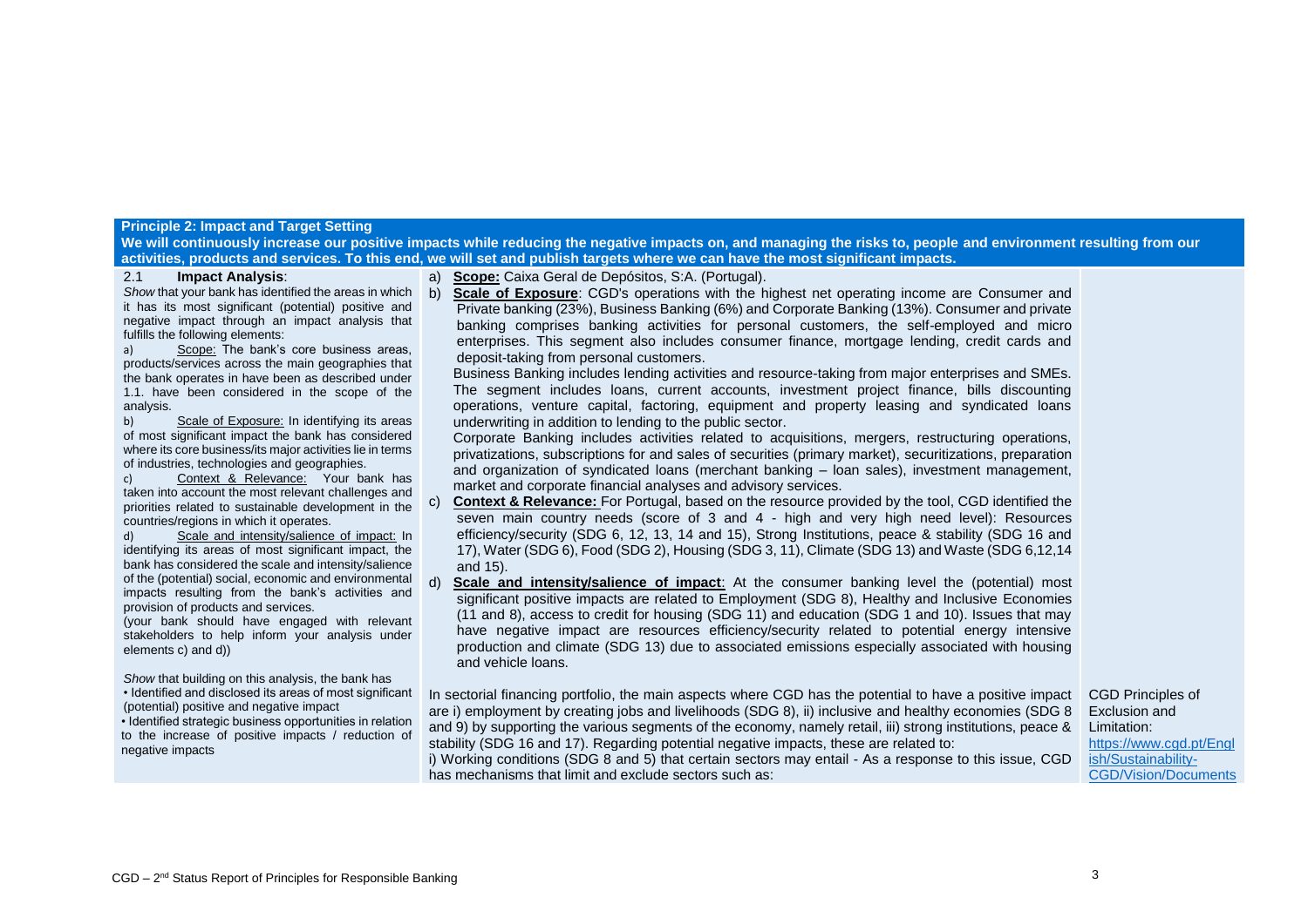**Principle 2: Impact and Target Setting**

**We will continuously increase our positive impacts while reducing the negative impacts on, and managing the risks to, people and environment resulting from our activities, products and services. To this end, we will set and publish targets where we can have the most significant impacts.**

| Reporting and Self-Assessment Requirements | High-level summary of bank's response | Reference(s)/Link(s) to bank's full response/relevant information |
|---|---|---|
| 2.1 **Impact Analysis**:<br>*Show* that your bank has identified the areas in which it has its most significant (potential) positive and negative impact through an impact analysis that fulfills the following elements:<br>a) Scope: The bank's core business areas, products/services across the main geographies that the bank operates in have been as described under 1.1. have been considered in the scope of the analysis.<br>b) Scale of Exposure: In identifying its areas of most significant impact the bank has considered where its core business/its major activities lie in terms of industries, technologies and geographies.<br>c) Context & Relevance: Your bank has taken into account the most relevant challenges and priorities related to sustainable development in the countries/regions in which it operates.<br>d) Scale and intensity/salience of impact: In identifying its areas of most significant impact, the bank has considered the scale and intensity/salience of the (potential) social, economic and environmental impacts resulting from the bank's activities and provision of products and services.<br>(your bank should have engaged with relevant stakeholders to help inform your analysis under elements c) and d)) | a) **Scope:** Caixa Geral de Depósitos, S:A. (Portugal).<br>b) **Scale of Exposure**: CGD's operations with the highest net operating income are Consumer and Private banking (23%), Business Banking (6%) and Corporate Banking (13%). Consumer and private banking comprises banking activities for personal customers, the self-employed and micro enterprises. This segment also includes consumer finance, mortgage lending, credit cards and deposit-taking from personal customers.<br>Business Banking includes lending activities and resource-taking from major enterprises and SMEs. The segment includes loans, current accounts, investment project finance, bills discounting operations, venture capital, factoring, equipment and property leasing and syndicated loans underwriting in addition to lending to the public sector.<br>Corporate Banking includes activities related to acquisitions, mergers, restructuring operations, privatizations, subscriptions for and sales of securities (primary market), securitizations, preparation and organization of syndicated loans (merchant banking – loan sales), investment management, market and corporate financial analyses and advisory services.<br>c) **Context & Relevance:** For Portugal, based on the resource provided by the tool, CGD identified the seven main country needs (score of 3 and 4 - high and very high need level): Resources efficiency/security (SDG 6, 12, 13, 14 and 15), Strong Institutions, peace & stability (SDG 16 and 17), Water (SDG 6), Food (SDG 2), Housing (SDG 3, 11), Climate (SDG 13) and Waste (SDG 6,12,14 and 15).<br>d) **Scale and intensity/salience of impact**: At the consumer banking level the (potential) most significant positive impacts are related to Employment (SDG 8), Healthy and Inclusive Economies (11 and 8), access to credit for housing (SDG 11) and education (SDG 1 and 10). Issues that may have negative impact are resources efficiency/security related to potential energy intensive production and climate (SDG 13) due to associated emissions especially associated with housing and vehicle loans. | |
| *Show* that building on this analysis, the bank has<br>• Identified and disclosed its areas of most significant (potential) positive and negative impact<br>• Identified strategic business opportunities in relation to the increase of positive impacts / reduction of negative impacts | In sectorial financing portfolio, the main aspects where CGD has the potential to have a positive impact are i) employment by creating jobs and livelihoods (SDG 8), ii) inclusive and healthy economies (SDG 8 and 9) by supporting the various segments of the economy, namely retail, iii) strong institutions, peace & stability (SDG 16 and 17). Regarding potential negative impacts, these are related to:<br>i) Working conditions (SDG 8 and 5) that certain sectors may entail - As a response to this issue, CGD has mechanisms that limit and exclude sectors such as: | CGD Principles of Exclusion and Limitation:<br>https://www.cgd.pt/English/Sustainability-CGD/Vision/Documents |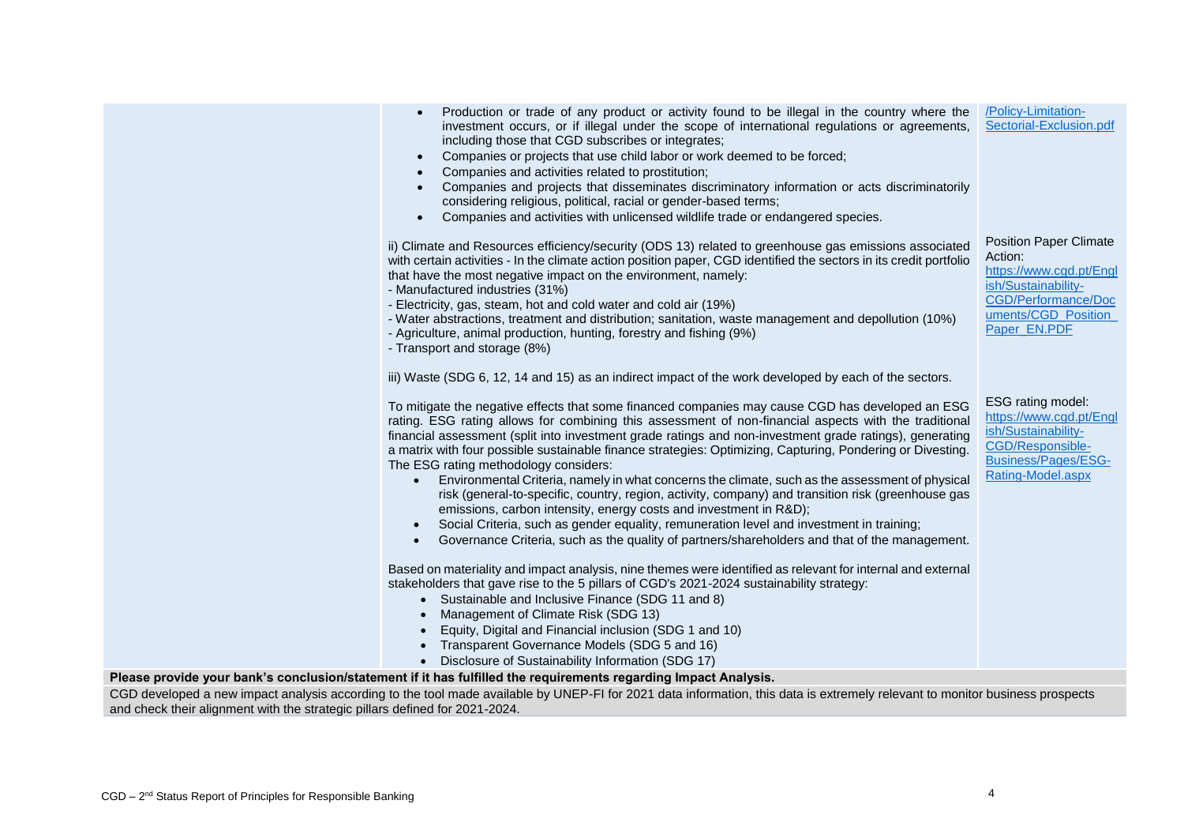| | | |
|---|---|---|
| | • Production or trade of any product or activity found to be illegal in the country where the investment occurs, or if illegal under the scope of international regulations or agreements, including those that CGD subscribes or integrates;<br>• Companies or projects that use child labor or work deemed to be forced;<br>• Companies and activities related to prostitution;<br>• Companies and projects that disseminates discriminatory information or acts discriminatorily considering religious, political, racial or gender-based terms;<br>• Companies and activities with unlicensed wildlife trade or endangered species. | /Policy-Limitation-Sectorial-Exclusion.pdf |
| | ii) Climate and Resources efficiency/security (ODS 13) related to greenhouse gas emissions associated with certain activities - In the climate action position paper, CGD identified the sectors in its credit portfolio that have the most negative impact on the environment, namely:<br>- Manufactured industries (31%)<br>- Electricity, gas, steam, hot and cold water and cold air (19%)<br>- Water abstractions, treatment and distribution; sanitation, waste management and depollution (10%)<br>- Agriculture, animal production, hunting, forestry and fishing (9%)<br>- Transport and storage (8%)<br><br>iii) Waste (SDG 6, 12, 14 and 15) as an indirect impact of the work developed by each of the sectors. | Position Paper Climate Action: https://www.cgd.pt/English/Sustainability-CGD/Performance/Documents/CGD_Position_Paper_EN.PDF |
| | To mitigate the negative effects that some financed companies may cause CGD has developed an ESG rating. ESG rating allows for combining this assessment of non-financial aspects with the traditional financial assessment (split into investment grade ratings and non-investment grade ratings), generating a matrix with four possible sustainable finance strategies: Optimizing, Capturing, Pondering or Divesting. The ESG rating methodology considers:<br>• Environmental Criteria, namely in what concerns the climate, such as the assessment of physical risk (general-to-specific, country, region, activity, company) and transition risk (greenhouse gas emissions, carbon intensity, energy costs and investment in R&D);<br>• Social Criteria, such as gender equality, remuneration level and investment in training;<br>• Governance Criteria, such as the quality of partners/shareholders and that of the management.<br><br>Based on materiality and impact analysis, nine themes were identified as relevant for internal and external stakeholders that gave rise to the 5 pillars of CGD's 2021-2024 sustainability strategy:<br>• Sustainable and Inclusive Finance (SDG 11 and 8)<br>• Management of Climate Risk (SDG 13)<br>• Equity, Digital and Financial inclusion (SDG 1 and 10)<br>• Transparent Governance Models (SDG 5 and 16)<br>• Disclosure of Sustainability Information (SDG 17) | ESG rating model: https://www.cgd.pt/English/Sustainability-CGD/Responsible-Business/Pages/ESG-Rating-Model.aspx |

**Please provide your bank's conclusion/statement if it has fulfilled the requirements regarding Impact Analysis.**

CGD developed a new impact analysis according to the tool made available by UNEP-FI for 2021 data information, this data is extremely relevant to monitor business prospects and check their alignment with the strategic pillars defined for 2021-2024.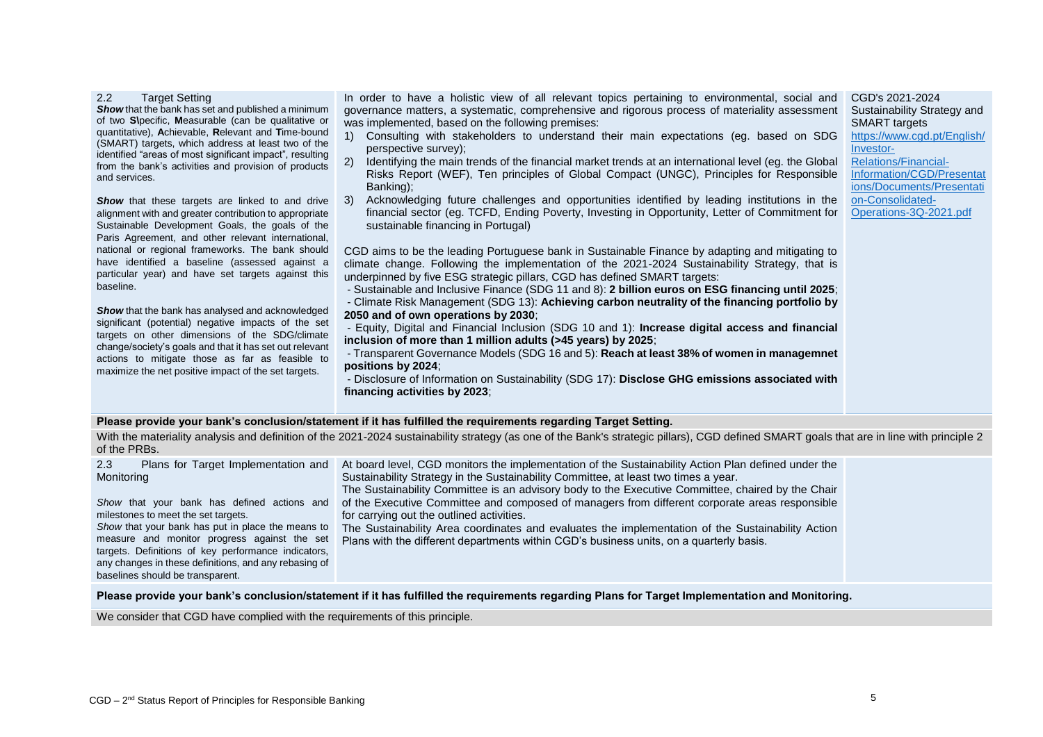| 2.2 Target Setting | | |
|---|---|---|
| ***Show*** that the bank has set and published a minimum of two **S**\pecific, **M**easurable (can be qualitative or quantitative), **A**chievable, **R**elevant and **T**ime-bound (SMART) targets, which address at least two of the identified "areas of most significant impact", resulting from the bank's activities and provision of products and services.<br><br>***Show*** that these targets are linked to and drive alignment with and greater contribution to appropriate Sustainable Development Goals, the goals of the Paris Agreement, and other relevant international, national or regional frameworks. The bank should have identified a baseline (assessed against a particular year) and have set targets against this baseline.<br><br>***Show*** that the bank has analysed and acknowledged significant (potential) negative impacts of the set targets on other dimensions of the SDG/climate change/society's goals and that it has set out relevant actions to mitigate those as far as feasible to maximize the net positive impact of the set targets. | In order to have a holistic view of all relevant topics pertaining to environmental, social and governance matters, a systematic, comprehensive and rigorous process of materiality assessment was implemented, based on the following premises:<br>1) Consulting with stakeholders to understand their main expectations (eg. based on SDG perspective survey);<br>2) Identifying the main trends of the financial market trends at an international level (eg. the Global Risks Report (WEF), Ten principles of Global Compact (UNGC), Principles for Responsible Banking);<br>3) Acknowledging future challenges and opportunities identified by leading institutions in the financial sector (eg. TCFD, Ending Poverty, Investing in Opportunity, Letter of Commitment for sustainable financing in Portugal)<br><br>CGD aims to be the leading Portuguese bank in Sustainable Finance by adapting and mitigating to climate change. Following the implementation of the 2021-2024 Sustainability Strategy, that is underpinned by five ESG strategic pillars, CGD has defined SMART targets:<br>- Sustainable and Inclusive Finance (SDG 11 and 8): **2 billion euros on ESG financing until 2025**;<br>- Climate Risk Management (SDG 13): **Achieving carbon neutrality of the financing portfolio by 2050 and of own operations by 2030**;<br>- Equity, Digital and Financial Inclusion (SDG 10 and 1): **Increase digital access and financial inclusion of more than 1 million adults (>45 years) by 2025**;<br>- Transparent Governance Models (SDG 16 and 5): **Reach at least 38% of women in managemnet positions by 2024**;<br>- Disclosure of Information on Sustainability (SDG 17): **Disclose GHG emissions associated with financing activities by 2023**; | CGD's 2021-2024 Sustainability Strategy and SMART targets<br>https://www.cgd.pt/English/Investor-Relations/Financial-Information/CGD/Presentations/Documents/Presentation-Consolidated-Operations-3Q-2021.pdf |

**Please provide your bank's conclusion/statement if it has fulfilled the requirements regarding Target Setting.**

With the materiality analysis and definition of the 2021-2024 sustainability strategy (as one of the Bank's strategic pillars), CGD defined SMART goals that are in line with principle 2 of the PRBs.

| 2.3 Plans for Target Implementation and Monitoring | | |
|---|---|---|
| *Show* that your bank has defined actions and milestones to meet the set targets.<br>*Show* that your bank has put in place the means to measure and monitor progress against the set targets. Definitions of key performance indicators, any changes in these definitions, and any rebasing of baselines should be transparent. | At board level, CGD monitors the implementation of the Sustainability Action Plan defined under the Sustainability Strategy in the Sustainability Committee, at least two times a year.<br>The Sustainability Committee is an advisory body to the Executive Committee, chaired by the Chair of the Executive Committee and composed of managers from different corporate areas responsible for carrying out the outlined activities.<br>The Sustainability Area coordinates and evaluates the implementation of the Sustainability Action Plans with the different departments within CGD's business units, on a quarterly basis. | |

**Please provide your bank's conclusion/statement if it has fulfilled the requirements regarding Plans for Target Implementation and Monitoring.**

We consider that CGD have complied with the requirements of this principle.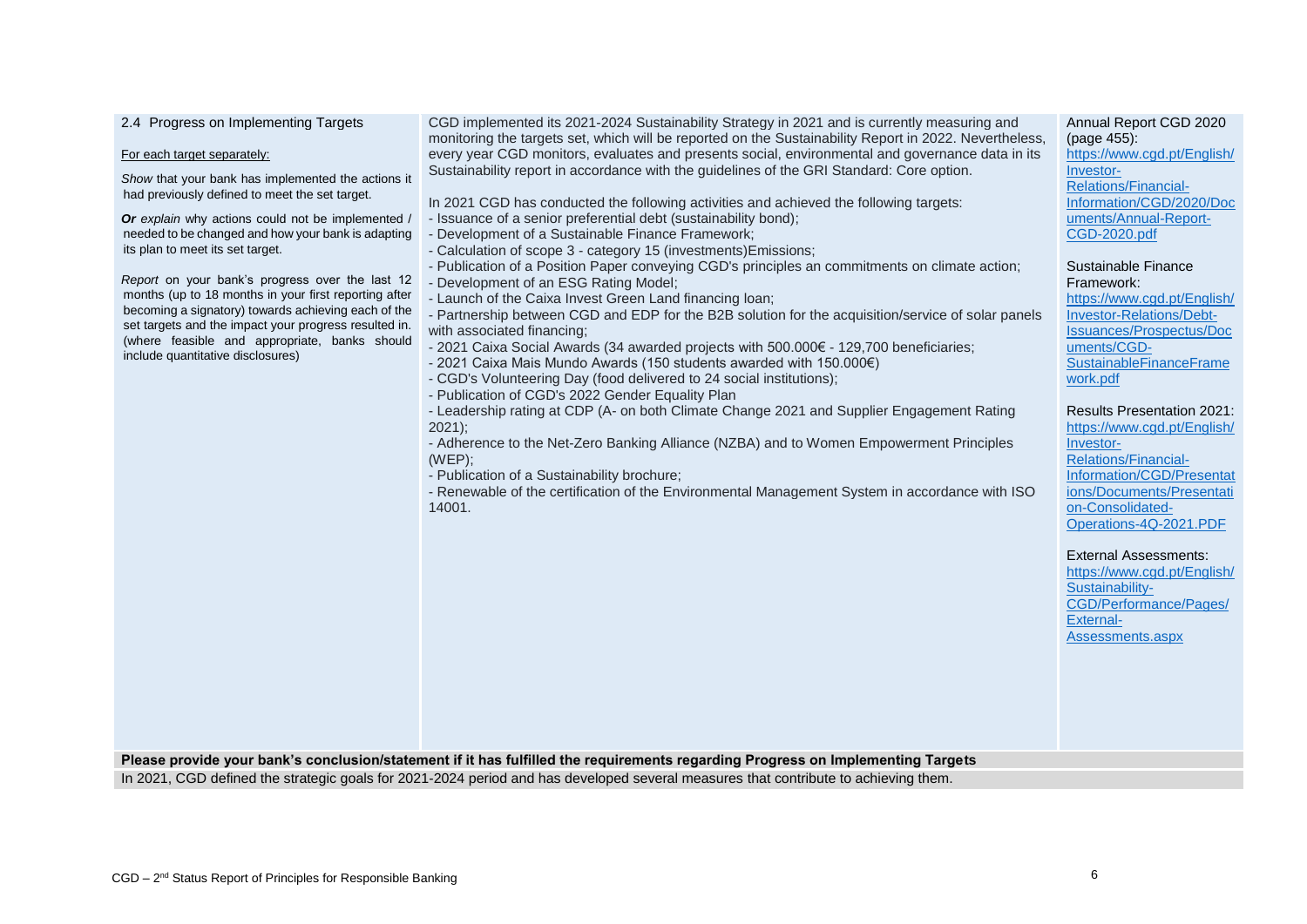| 2.4 Progress on Implementing Targets | | |
|---|---|---|
| For each target separately:<br><br>*Show* that your bank has implemented the actions it had previously defined to meet the set target.<br><br>***Or*** *explain* why actions could not be implemented / needed to be changed and how your bank is adapting its plan to meet its set target.<br><br>*Report* on your bank's progress over the last 12 months (up to 18 months in your first reporting after becoming a signatory) towards achieving each of the set targets and the impact your progress resulted in. (where feasible and appropriate, banks should include quantitative disclosures) | CGD implemented its 2021-2024 Sustainability Strategy in 2021 and is currently measuring and monitoring the targets set, which will be reported on the Sustainability Report in 2022. Nevertheless, every year CGD monitors, evaluates and presents social, environmental and governance data in its Sustainability report in accordance with the guidelines of the GRI Standard: Core option.<br><br>In 2021 CGD has conducted the following activities and achieved the following targets:<br>- Issuance of a senior preferential debt (sustainability bond);<br>- Development of a Sustainable Finance Framework;<br>- Calculation of scope 3 - category 15 (investments)Emissions;<br>- Publication of a Position Paper conveying CGD's principles an commitments on climate action;<br>- Development of an ESG Rating Model;<br>- Launch of the Caixa Invest Green Land financing loan;<br>- Partnership between CGD and EDP for the B2B solution for the acquisition/service of solar panels with associated financing;<br>- 2021 Caixa Social Awards (34 awarded projects with 500.000€ - 129,700 beneficiaries;<br>- 2021 Caixa Mais Mundo Awards (150 students awarded with 150.000€)<br>- CGD's Volunteering Day (food delivered to 24 social institutions);<br>- Publication of CGD's 2022 Gender Equality Plan<br>- Leadership rating at CDP (A- on both Climate Change 2021 and Supplier Engagement Rating 2021);<br>- Adherence to the Net-Zero Banking Alliance (NZBA) and to Women Empowerment Principles (WEP);<br>- Publication of a Sustainability brochure;<br>- Renewable of the certification of the Environmental Management System in accordance with ISO 14001. | Annual Report CGD 2020 (page 455): https://www.cgd.pt/English/Investor-Relations/Financial-Information/CGD/2020/Documents/Annual-Report-CGD-2020.pdf<br><br>Sustainable Finance Framework: https://www.cgd.pt/English/Investor-Relations/Debt-Issuances/Prospectus/Documents/CGD-SustainableFinanceFramework.pdf<br><br>Results Presentation 2021: https://www.cgd.pt/English/Investor-Relations/Financial-Information/CGD/Presentations/Documents/Presentation-Consolidated-Operations-4Q-2021.PDF<br><br>External Assessments: https://www.cgd.pt/English/Sustainability-CGD/Performance/Pages/External-Assessments.aspx |

**Please provide your bank's conclusion/statement if it has fulfilled the requirements regarding Progress on Implementing Targets**

In 2021, CGD defined the strategic goals for 2021-2024 period and has developed several measures that contribute to achieving them.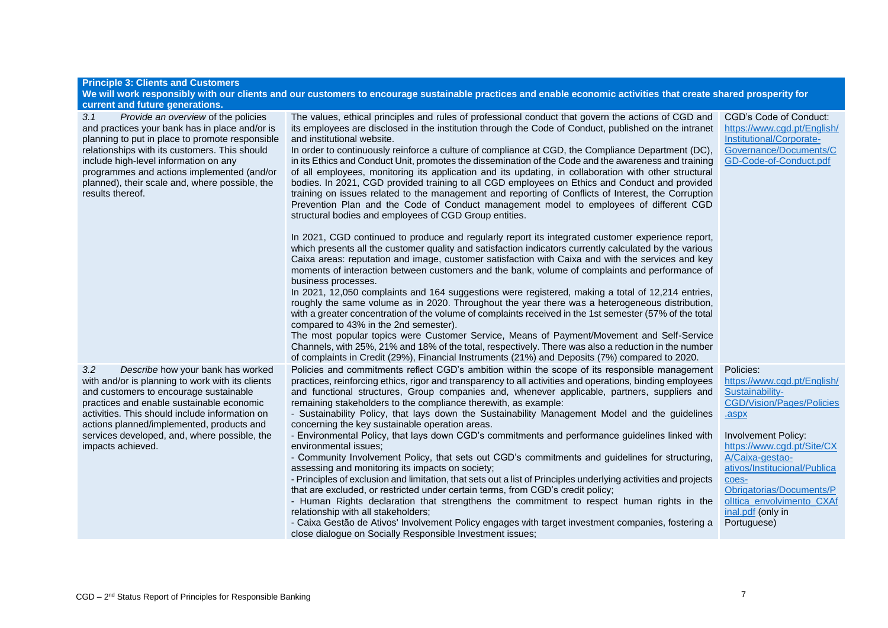| **Principle 3: Clients and Customers**<br>**We will work responsibly with our clients and our customers to encourage sustainable practices and enable economic activities that create shared prosperity for current and future generations.** | | |
|---|---|---|
| 3.1 *Provide an overview* of the policies and practices your bank has in place and/or is planning to put in place to promote responsible relationships with its customers. This should include high-level information on any programmes and actions implemented (and/or planned), their scale and, where possible, the results thereof. | The values, ethical principles and rules of professional conduct that govern the actions of CGD and its employees are disclosed in the institution through the Code of Conduct, published on the intranet and institutional website.<br>In order to continuously reinforce a culture of compliance at CGD, the Compliance Department (DC), in its Ethics and Conduct Unit, promotes the dissemination of the Code and the awareness and training of all employees, monitoring its application and its updating, in collaboration with other structural bodies. In 2021, CGD provided training to all CGD employees on Ethics and Conduct and provided training on issues related to the management and reporting of Conflicts of Interest, the Corruption Prevention Plan and the Code of Conduct management model to employees of different CGD structural bodies and employees of CGD Group entities.<br><br>In 2021, CGD continued to produce and regularly report its integrated customer experience report, which presents all the customer quality and satisfaction indicators currently calculated by the various Caixa areas: reputation and image, customer satisfaction with Caixa and with the services and key moments of interaction between customers and the bank, volume of complaints and performance of business processes.<br>In 2021, 12,050 complaints and 164 suggestions were registered, making a total of 12,214 entries, roughly the same volume as in 2020. Throughout the year there was a heterogeneous distribution, with a greater concentration of the volume of complaints received in the 1st semester (57% of the total compared to 43% in the 2nd semester).<br>The most popular topics were Customer Service, Means of Payment/Movement and Self-Service Channels, with 25%, 21% and 18% of the total, respectively. There was also a reduction in the number of complaints in Credit (29%), Financial Instruments (21%) and Deposits (7%) compared to 2020. | CGD's Code of Conduct: https://www.cgd.pt/English/Institutional/Corporate-Governance/Documents/CGD-Code-of-Conduct.pdf |
| 3.2 *Describe* how your bank has worked with and/or is planning to work with its clients and customers to encourage sustainable practices and enable sustainable economic activities. This should include information on actions planned/implemented, products and services developed, and, where possible, the impacts achieved. | Policies and commitments reflect CGD's ambition within the scope of its responsible management practices, reinforcing ethics, rigor and transparency to all activities and operations, binding employees and functional structures, Group companies and, whenever applicable, partners, suppliers and remaining stakeholders to the compliance therewith, as example:<br>- Sustainability Policy, that lays down the Sustainability Management Model and the guidelines concerning the key sustainable operation areas.<br>- Environmental Policy, that lays down CGD's commitments and performance guidelines linked with environmental issues;<br>- Community Involvement Policy, that sets out CGD's commitments and guidelines for structuring, assessing and monitoring its impacts on society;<br>- Principles of exclusion and limitation, that sets out a list of Principles underlying activities and projects that are excluded, or restricted under certain terms, from CGD's credit policy;<br>- Human Rights declaration that strengthens the commitment to respect human rights in the relationship with all stakeholders;<br>- Caixa Gestão de Ativos' Involvement Policy engages with target investment companies, fostering a close dialogue on Socially Responsible Investment issues; | Policies: https://www.cgd.pt/English/Sustainability-CGD/Vision/Pages/Policies.aspx<br><br>Involvement Policy: https://www.cgd.pt/Site/CXA/Caixa-gestao-ativos/Institucional/Publicacoes-Obrigatorias/Documents/Polltica_envolvimento_CXAfinal.pdf (only in Portuguese) |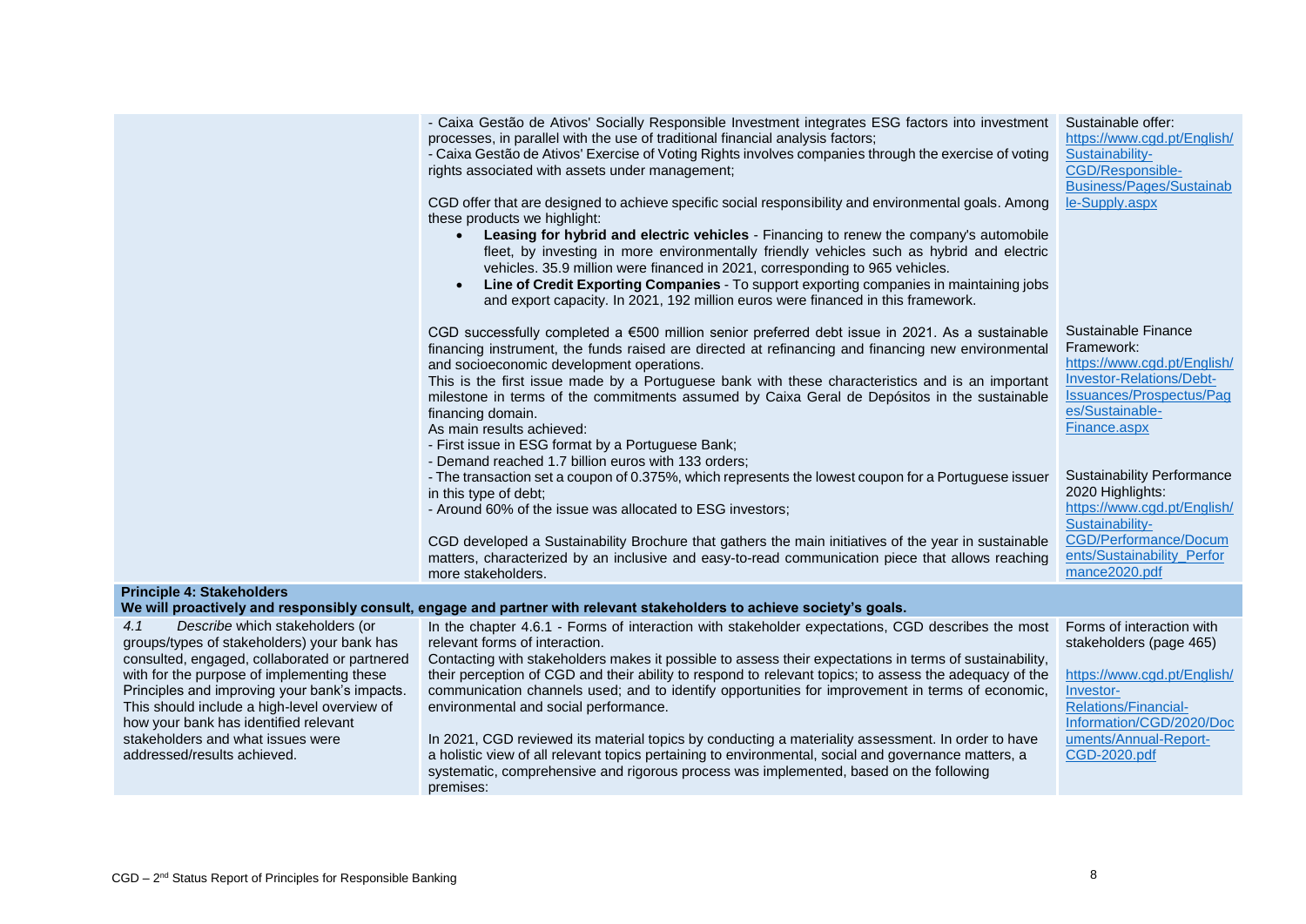| | | |
|---|---|---|
| | - Caixa Gestão de Ativos' Socially Responsible Investment integrates ESG factors into investment processes, in parallel with the use of traditional financial analysis factors;<br>- Caixa Gestão de Ativos' Exercise of Voting Rights involves companies through the exercise of voting rights associated with assets under management;<br><br>CGD offer that are designed to achieve specific social responsibility and environmental goals. Among these products we highlight:<br>• **Leasing for hybrid and electric vehicles** - Financing to renew the company's automobile fleet, by investing in more environmentally friendly vehicles such as hybrid and electric vehicles. 35.9 million were financed in 2021, corresponding to 965 vehicles.<br>• **Line of Credit Exporting Companies** - To support exporting companies in maintaining jobs and export capacity. In 2021, 192 million euros were financed in this framework. | Sustainable offer:<br>https://www.cgd.pt/English/Sustainability-CGD/Responsible-Business/Pages/Sustainable-Supply.aspx |
| | CGD successfully completed a €500 million senior preferred debt issue in 2021. As a sustainable financing instrument, the funds raised are directed at refinancing and financing new environmental and socioeconomic development operations.<br>This is the first issue made by a Portuguese bank with these characteristics and is an important milestone in terms of the commitments assumed by Caixa Geral de Depósitos in the sustainable financing domain.<br>As main results achieved:<br>- First issue in ESG format by a Portuguese Bank;<br>- Demand reached 1.7 billion euros with 133 orders;<br>- The transaction set a coupon of 0.375%, which represents the lowest coupon for a Portuguese issuer in this type of debt;<br>- Around 60% of the issue was allocated to ESG investors;<br><br>CGD developed a Sustainability Brochure that gathers the main initiatives of the year in sustainable matters, characterized by an inclusive and easy-to-read communication piece that allows reaching more stakeholders. | Sustainable Finance Framework:<br>https://www.cgd.pt/English/Investor-Relations/Debt-Issuances/Prospectus/Pages/Sustainable-Finance.aspx<br><br>Sustainability Performance 2020 Highlights:<br>https://www.cgd.pt/English/Sustainability-CGD/Performance/Documents/Sustainability_Performance2020.pdf |
| **Principle 4: Stakeholders**<br>**We will proactively and responsibly consult, engage and partner with relevant stakeholders to achieve society's goals.** | | |
| 4.1 *Describe* which stakeholders (or groups/types of stakeholders) your bank has consulted, engaged, collaborated or partnered with for the purpose of implementing these Principles and improving your bank's impacts. This should include a high-level overview of how your bank has identified relevant stakeholders and what issues were addressed/results achieved. | In the chapter 4.6.1 - Forms of interaction with stakeholder expectations, CGD describes the most relevant forms of interaction.<br>Contacting with stakeholders makes it possible to assess their expectations in terms of sustainability, their perception of CGD and their ability to respond to relevant topics; to assess the adequacy of the communication channels used; and to identify opportunities for improvement in terms of economic, environmental and social performance.<br><br>In 2021, CGD reviewed its material topics by conducting a materiality assessment. In order to have a holistic view of all relevant topics pertaining to environmental, social and governance matters, a systematic, comprehensive and rigorous process was implemented, based on the following premises: | Forms of interaction with stakeholders (page 465)<br><br>https://www.cgd.pt/English/Investor-Relations/Financial-Information/CGD/2020/Documents/Annual-Report-CGD-2020.pdf |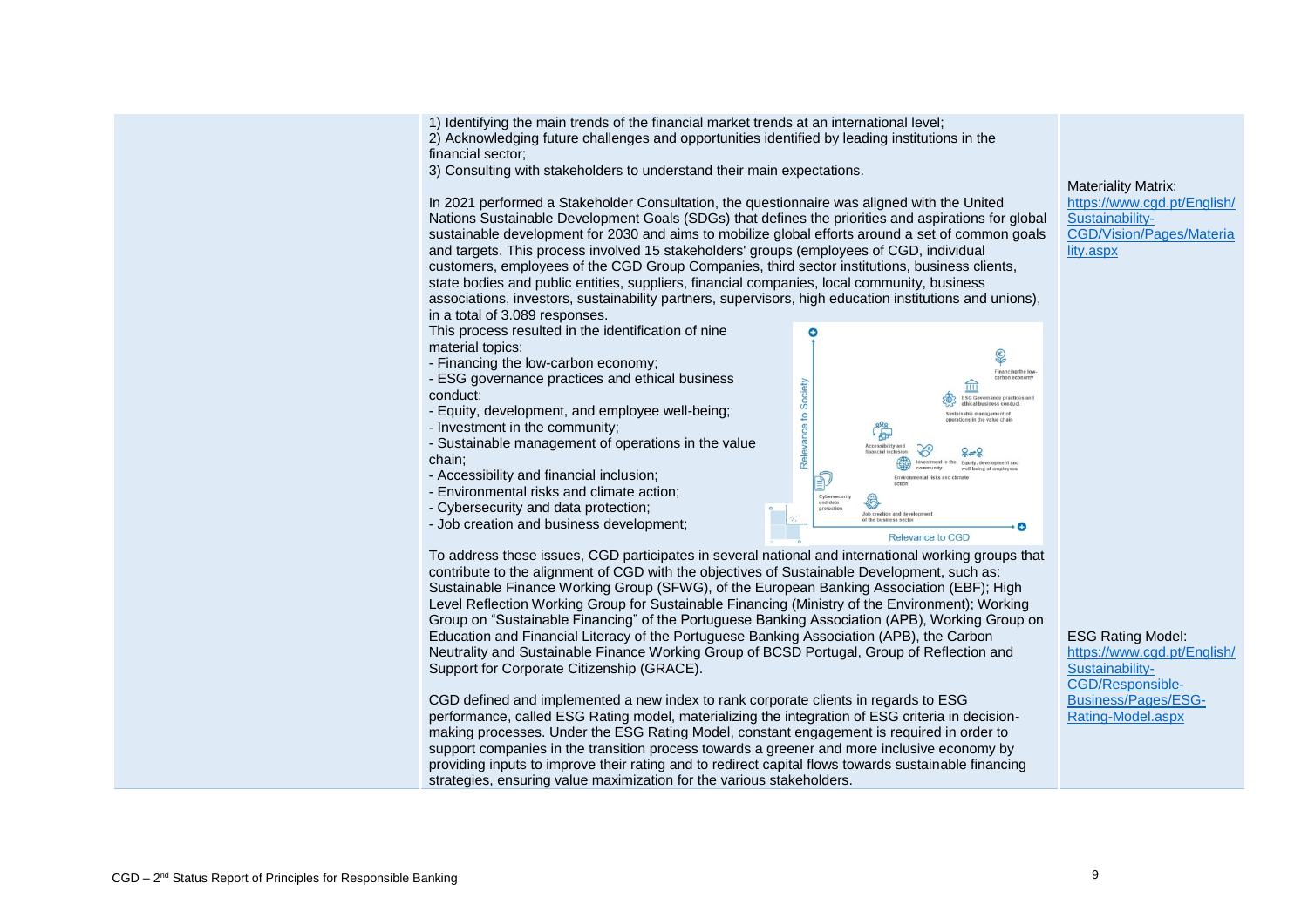| | 1) Identifying the main trends of the financial market trends at an international level;<br>2) Acknowledging future challenges and opportunities identified by leading institutions in the financial sector;<br>3) Consulting with stakeholders to understand their main expectations.<br><br>In 2021 performed a Stakeholder Consultation, the questionnaire was aligned with the United Nations Sustainable Development Goals (SDGs) that defines the priorities and aspirations for global sustainable development for 2030 and aims to mobilize global efforts around a set of common goals and targets. This process involved 15 stakeholders' groups (employees of CGD, individual customers, employees of the CGD Group Companies, third sector institutions, business clients, state bodies and public entities, suppliers, financial companies, local community, business associations, investors, sustainability partners, supervisors, high education institutions and unions), in a total of 3.089 responses.<br>This process resulted in the identification of nine material topics:<br>- Financing the low-carbon economy;<br>- ESG governance practices and ethical business conduct;<br>- Equity, development, and employee well-being;<br>- Investment in the community;<br>- Sustainable management of operations in the value chain;<br>- Accessibility and financial inclusion;<br>- Environmental risks and climate action;<br>- Cybersecurity and data protection;<br>- Job creation and business development;<br><br>To address these issues, CGD participates in several national and international working groups that contribute to the alignment of CGD with the objectives of Sustainable Development, such as: Sustainable Finance Working Group (SFWG), of the European Banking Association (EBF); High Level Reflection Working Group for Sustainable Financing (Ministry of the Environment); Working Group on "Sustainable Financing" of the Portuguese Banking Association (APB), Working Group on Education and Financial Literacy of the Portuguese Banking Association (APB), the Carbon Neutrality and Sustainable Finance Working Group of BCSD Portugal, Group of Reflection and Support for Corporate Citizenship (GRACE).<br><br>CGD defined and implemented a new index to rank corporate clients in regards to ESG performance, called ESG Rating model, materializing the integration of ESG criteria in decision-making processes. Under the ESG Rating Model, constant engagement is required in order to support companies in the transition process towards a greener and more inclusive economy by providing inputs to improve their rating and to redirect capital flows towards sustainable financing strategies, ensuring value maximization for the various stakeholders. | Materiality Matrix:<br>https://www.cgd.pt/English/Sustainability-CGD/Vision/Pages/Materiality.aspx<br><br>ESG Rating Model:<br>https://www.cgd.pt/English/Sustainability-CGD/Responsible-Business/Pages/ESG-Rating-Model.aspx |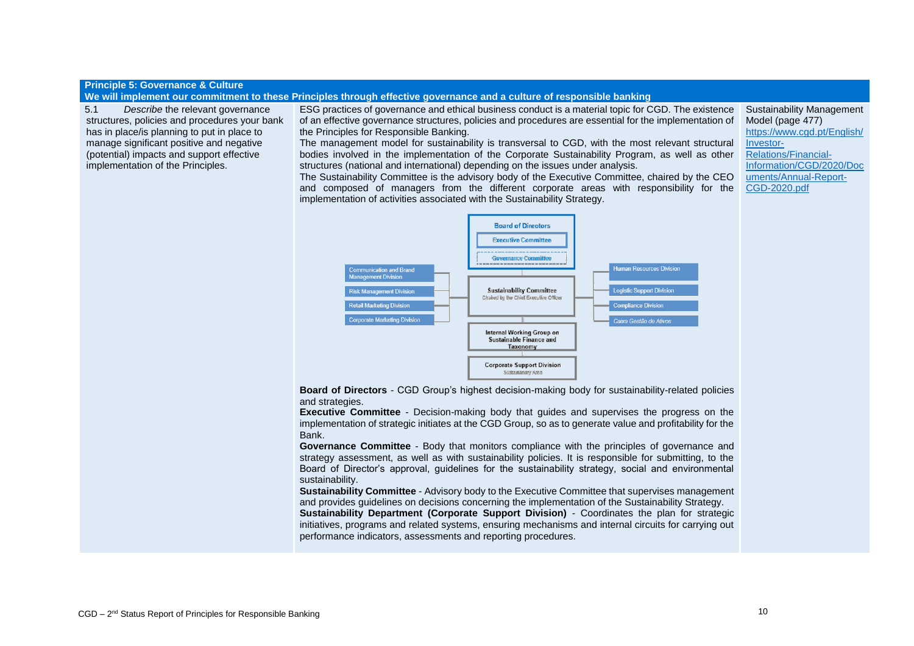**Principle 5: Governance & Culture**

**We will implement our commitment to these Principles through effective governance and a culture of responsible banking**

| | | |
|---|---|---|
| 5.1 *Describe* the relevant governance structures, policies and procedures your bank has in place/is planning to put in place to manage significant positive and negative (potential) impacts and support effective implementation of the Principles. | ESG practices of governance and ethical business conduct is a material topic for CGD. The existence of an effective governance structures, policies and procedures are essential for the implementation of the Principles for Responsible Banking.<br>The management model for sustainability is transversal to CGD, with the most relevant structural bodies involved in the implementation of the Corporate Sustainability Program, as well as other structures (national and international) depending on the issues under analysis.<br>The Sustainability Committee is the advisory body of the Executive Committee, chaired by the CEO and composed of managers from the different corporate areas with responsibility for the implementation of activities associated with the Sustainability Strategy.<br><br>Board of Directors / Executive Committee / Governance Committee<br>Communication and Brand Management Division; Risk Management Division; Retail Marketing Division; Corporate Marketing Division<br>Sustainability Committee – Chaired by the Chief Executive Officer<br>Human Resources Division; Logistic Support Division; Compliance Division; Caixa Gestão de Ativos<br>Internal Working Group on Sustainable Finance and Taxonomy<br>Corporate Support Division – Sustainability Area<br><br>**Board of Directors** - CGD Group's highest decision-making body for sustainability-related policies and strategies.<br>**Executive Committee** - Decision-making body that guides and supervises the progress on the implementation of strategic initiates at the CGD Group, so as to generate value and profitability for the Bank.<br>**Governance Committee** - Body that monitors compliance with the principles of governance and strategy assessment, as well as with sustainability policies. It is responsible for submitting, to the Board of Director's approval, guidelines for the sustainability strategy, social and environmental sustainability.<br>**Sustainability Committee** - Advisory body to the Executive Committee that supervises management and provides guidelines on decisions concerning the implementation of the Sustainability Strategy.<br>**Sustainability Department (Corporate Support Division)** - Coordinates the plan for strategic initiatives, programs and related systems, ensuring mechanisms and internal circuits for carrying out performance indicators, assessments and reporting procedures. | Sustainability Management Model (page 477)<br>https://www.cgd.pt/English/Investor-Relations/Financial-Information/CGD/2020/Documents/Annual-Report-CGD-2020.pdf |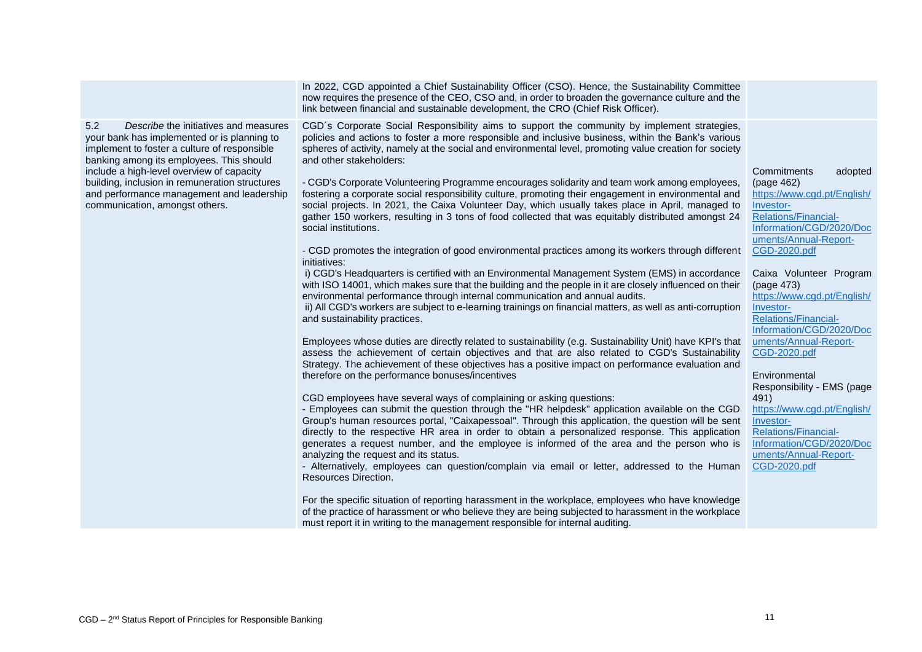| | | |
|---|---|---|
| | In 2022, CGD appointed a Chief Sustainability Officer (CSO). Hence, the Sustainability Committee now requires the presence of the CEO, CSO and, in order to broaden the governance culture and the link between financial and sustainable development, the CRO (Chief Risk Officer). | |
| 5.2 *Describe* the initiatives and measures your bank has implemented or is planning to implement to foster a culture of responsible banking among its employees. This should include a high-level overview of capacity building, inclusion in remuneration structures and performance management and leadership communication, amongst others. | CGD´s Corporate Social Responsibility aims to support the community by implement strategies, policies and actions to foster a more responsible and inclusive business, within the Bank's various spheres of activity, namely at the social and environmental level, promoting value creation for society and other stakeholders:<br><br>- CGD's Corporate Volunteering Programme encourages solidarity and team work among employees, fostering a corporate social responsibility culture, promoting their engagement in environmental and social projects. In 2021, the Caixa Volunteer Day, which usually takes place in April, managed to gather 150 workers, resulting in 3 tons of food collected that was equitably distributed amongst 24 social institutions.<br><br>- CGD promotes the integration of good environmental practices among its workers through different initiatives:<br>i) CGD's Headquarters is certified with an Environmental Management System (EMS) in accordance with ISO 14001, which makes sure that the building and the people in it are closely influenced on their environmental performance through internal communication and annual audits.<br>ii) All CGD's workers are subject to e-learning trainings on financial matters, as well as anti-corruption and sustainability practices.<br><br>Employees whose duties are directly related to sustainability (e.g. Sustainability Unit) have KPI's that assess the achievement of certain objectives and that are also related to CGD's Sustainability Strategy. The achievement of these objectives has a positive impact on performance evaluation and therefore on the performance bonuses/incentives<br><br>CGD employees have several ways of complaining or asking questions:<br>- Employees can submit the question through the "HR helpdesk" application available on the CGD Group's human resources portal, "Caixapessoal". Through this application, the question will be sent directly to the respective HR area in order to obtain a personalized response. This application generates a request number, and the employee is informed of the area and the person who is analyzing the request and its status.<br>- Alternatively, employees can question/complain via email or letter, addressed to the Human Resources Direction.<br><br>For the specific situation of reporting harassment in the workplace, employees who have knowledge of the practice of harassment or who believe they are being subjected to harassment in the workplace must report it in writing to the management responsible for internal auditing. | Commitments adopted (page 462)<br>https://www.cgd.pt/English/Investor-Relations/Financial-Information/CGD/2020/Documents/Annual-Report-CGD-2020.pdf<br><br>Caixa Volunteer Program (page 473)<br>https://www.cgd.pt/English/Investor-Relations/Financial-Information/CGD/2020/Documents/Annual-Report-CGD-2020.pdf<br><br>Environmental Responsibility - EMS (page 491)<br>https://www.cgd.pt/English/Investor-Relations/Financial-Information/CGD/2020/Documents/Annual-Report-CGD-2020.pdf |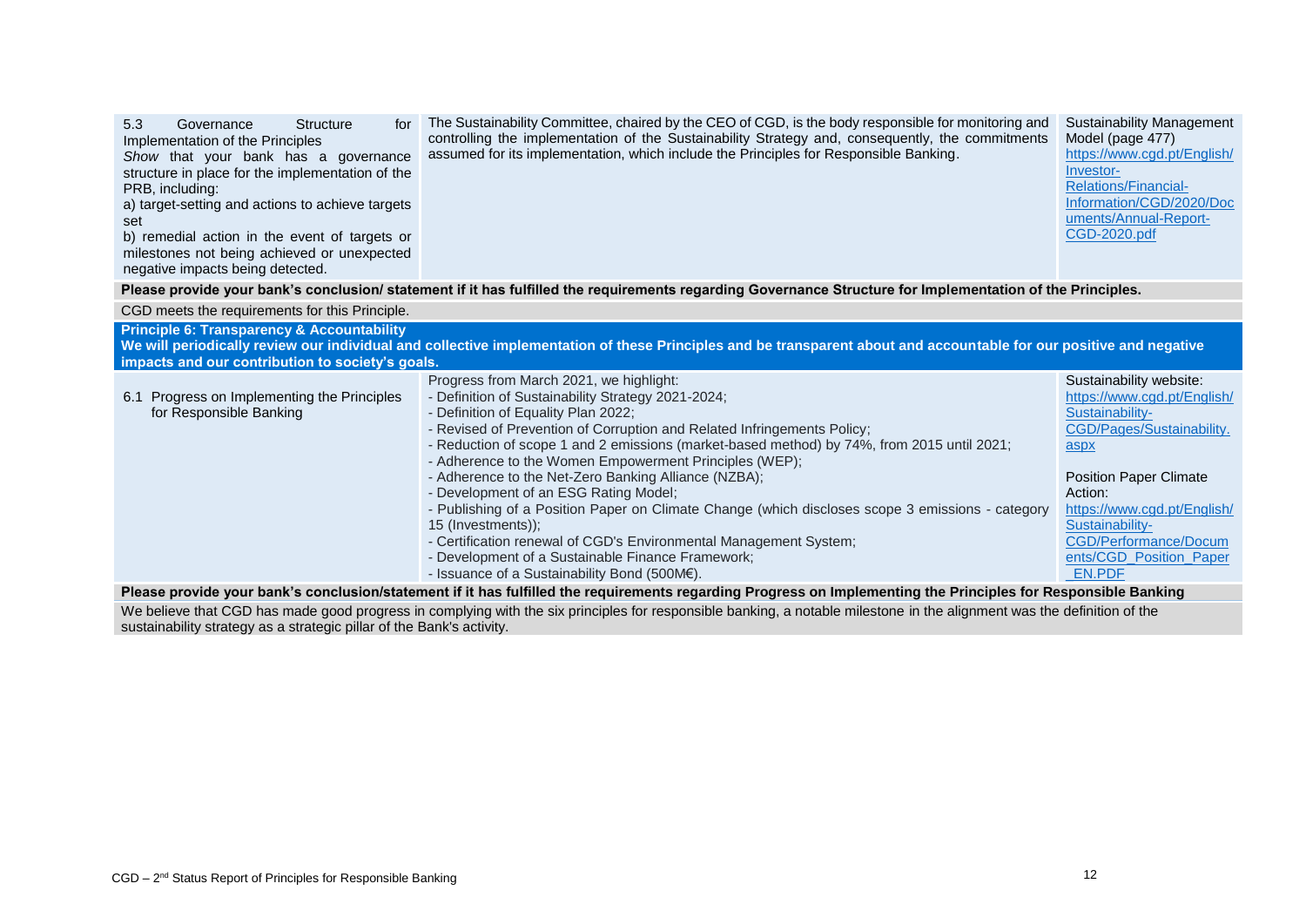| | | |
|---|---|---|
| 5.3 Governance Structure for Implementation of the Principles<br>*Show* that your bank has a governance structure in place for the implementation of the PRB, including:<br>a) target-setting and actions to achieve targets set<br>b) remedial action in the event of targets or milestones not being achieved or unexpected negative impacts being detected. | The Sustainability Committee, chaired by the CEO of CGD, is the body responsible for monitoring and controlling the implementation of the Sustainability Strategy and, consequently, the commitments assumed for its implementation, which include the Principles for Responsible Banking. | Sustainability Management Model (page 477)<br>https://www.cgd.pt/English/Investor-Relations/Financial-Information/CGD/2020/Documents/Annual-Report-CGD-2020.pdf |

**Please provide your bank's conclusion/ statement if it has fulfilled the requirements regarding Governance Structure for Implementation of the Principles.**

CGD meets the requirements for this Principle.

**Principle 6: Transparency & Accountability**

**We will periodically review our individual and collective implementation of these Principles and be transparent about and accountable for our positive and negative impacts and our contribution to society's goals.**

| | | |
|---|---|---|
| 6.1 Progress on Implementing the Principles for Responsible Banking | Progress from March 2021, we highlight:<br>- Definition of Sustainability Strategy 2021-2024;<br>- Definition of Equality Plan 2022;<br>- Revised of Prevention of Corruption and Related Infringements Policy;<br>- Reduction of scope 1 and 2 emissions (market-based method) by 74%, from 2015 until 2021;<br>- Adherence to the Women Empowerment Principles (WEP);<br>- Adherence to the Net-Zero Banking Alliance (NZBA);<br>- Development of an ESG Rating Model;<br>- Publishing of a Position Paper on Climate Change (which discloses scope 3 emissions - category 15 (Investments));<br>- Certification renewal of CGD's Environmental Management System;<br>- Development of a Sustainable Finance Framework;<br>- Issuance of a Sustainability Bond (500M€). | Sustainability website:<br>https://www.cgd.pt/English/Sustainability-CGD/Pages/Sustainability.aspx<br><br>Position Paper Climate Action:<br>https://www.cgd.pt/English/Sustainability-CGD/Performance/Documents/CGD_Position_Paper_EN.PDF |

**Please provide your bank's conclusion/statement if it has fulfilled the requirements regarding Progress on Implementing the Principles for Responsible Banking**

We believe that CGD has made good progress in complying with the six principles for responsible banking, a notable milestone in the alignment was the definition of the sustainability strategy as a strategic pillar of the Bank's activity.